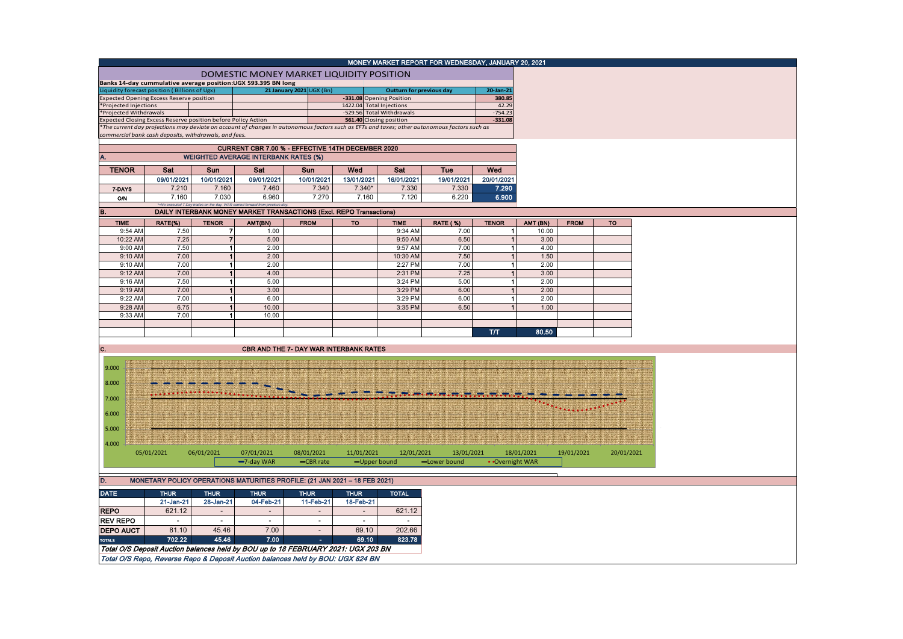# MONEY MARKET REPORT FOR WEDNESDAY, JANUARY 20, 2021

## DOMESTIC MONEY MARKET LIQUIDITY POSITION

**Banks 14-day cummulative average position:UGX 593.395 BN long**

| Liquidity forecast position ( Billions of Ugx) | 21 January 2021 UGX (Bn) | Outturn for previous day | 20-Jan-21 |
|---|---|---|---|
| Expected Opening Excess Reserve position | -331.08 | Opening Position | 380.85 |
| *Projected Injections | 1422.04 | Total Injections | 42.29 |
| *Projected Withdrawals | -529.56 | Total Withdrawals | -754.23 |
| Expected Closing Excess Reserve position before Policy Action | 561.40 | Closing position | -331.08 |

*The current day projections may deviate on account of changes in autonomous factors such as EFTs and taxes; other autonomous factors such as commercial bank cash deposits, withdrawals, and fees.*

## CURRENT CBR 7.00 % - EFFECTIVE 14TH DECEMBER 2020

### A. WEIGHTED AVERAGE INTERBANK RATES (%)

| TENOR | Sat | Sun | Sat | Sun | Wed | Sat | Tue | Wed |
|---|---|---|---|---|---|---|---|---|
| | 09/01/2021 | 10/01/2021 | 09/01/2021 | 10/01/2021 | 13/01/2021 | 16/01/2021 | 19/01/2021 | 20/01/2021 |
| 7-DAYS | 7.210 | 7.160 | 7.460 | 7.340 | 7.340* | 7.330 | 7.330 | 7.290 |
| O/N | 7.160 | 7.030 | 6.960 | 7.270 | 7.160 | 7.120 | 6.220 | 6.900 |

*=No executed 7-Day trades on the day. WAR carried forward from previous day.

### B. DAILY INTERBANK MONEY MARKET TRANSACTIONS (Excl. REPO Transactions)

| TIME | RATE(%) | TENOR | AMT(BN) | FROM | TO | TIME | RATE (%) | TENOR | AMT (BN) | FROM | TO |
|---|---|---|---|---|---|---|---|---|---|---|---|
| 9:54 AM | 7.50 | 7 | 1.00 | | | 9:34 AM | 7.00 | 1 | 10.00 | | |
| 10:22 AM | 7.25 | 7 | 5.00 | | | 9:50 AM | 6.50 | 1 | 3.00 | | |
| 9:00 AM | 7.50 | 1 | 2.00 | | | 9:57 AM | 7.00 | 1 | 4.00 | | |
| 9:10 AM | 7.00 | 1 | 2.00 | | | 10:30 AM | 7.50 | 1 | 1.50 | | |
| 9:10 AM | 7.00 | 1 | 2.00 | | | 2:27 PM | 7.00 | 1 | 2.00 | | |
| 9:12 AM | 7.00 | 1 | 4.00 | | | 2:31 PM | 7.25 | 1 | 3.00 | | |
| 9:16 AM | 7.50 | 1 | 5.00 | | | 3:24 PM | 5.00 | 1 | 2.00 | | |
| 9:19 AM | 7.00 | 1 | 3.00 | | | 3:29 PM | 6.00 | 1 | 2.00 | | |
| 9:22 AM | 7.00 | 1 | 6.00 | | | 3:29 PM | 6.00 | 1 | 2.00 | | |
| 9:28 AM | 6.75 | 1 | 10.00 | | | 3:35 PM | 6.50 | 1 | 1.00 | | |
| 9:33 AM | 7.00 | 1 | 10.00 | | | | | | | | |
| | | | | | | | | T/T | 80.50 | | |

### C. CBR AND THE 7- DAY WAR INTERBANK RATES

Legend: 7-day WAR, CBR rate, Upper bound, Lower bound, Overnight WAR

### D. MONETARY POLICY OPERATIONS MATURITIES PROFILE: (21 JAN 2021 – 18 FEB 2021)

| DATE | THUR | THUR | THUR | THUR | THUR | TOTAL |
|---|---|---|---|---|---|---|
| | 21-Jan-21 | 28-Jan-21 | 04-Feb-21 | 11-Feb-21 | 18-Feb-21 | |
| REPO | 621.12 | - | - | - | - | 621.12 |
| REV REPO | - | - | - | - | - | - |
| DEPO AUCT | 81.10 | 45.46 | 7.00 | - | 69.10 | 202.66 |
| TOTALS | 702.22 | 45.46 | 7.00 | - | 69.10 | 823.78 |

*Total O/S Deposit Auction balances held by BOU up to 18 FEBRUARY 2021: UGX 203 BN*

*Total O/S Repo, Reverse Repo & Deposit Auction balances held by BOU: UGX 824 BN*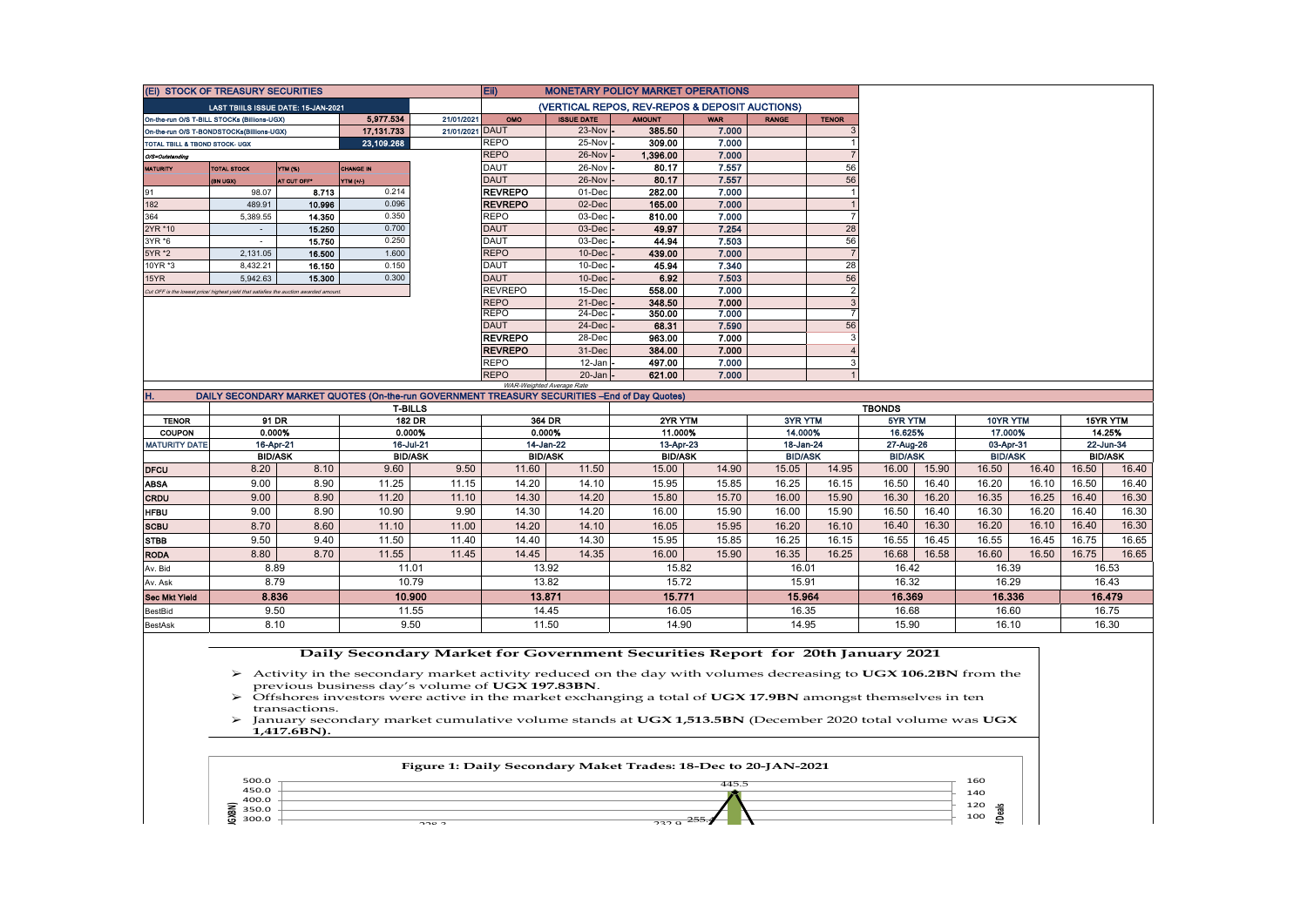| (EI) STOCK OF TREASURY SECURITIES | | | | |
|---|---|---|---|---|
| LAST TBIILS ISSUE DATE: 15-JAN-2021 | | | | |
| On-the-run O/S T-BILL STOCKs (Billions-UGX) | | 5,977.534 | 21/01/2021 | |
| On-the-run O/S T-BONDSTOCKs(Billions-UGX) | | 17,131.733 | 21/01/2021 | |
| TOTAL TBILL & TBOND STOCK- UGX | | 23,109.268 | | |
| O/S=Outstanding | | | | |
| MATURITY | TOTAL STOCK (BN UGX) | YTM (%) AT CUT OFF* | CHANGE IN YTM (+/-) | |
| 91 | 98.07 | 8.713 | 0.214 | |
| 182 | 489.91 | 10.996 | 0.096 | |
| 364 | 5,389.55 | 14.350 | 0.350 | |
| 2YR *10 | - | 15.250 | 0.700 | |
| 3YR *6 | - | 15.750 | 0.250 | |
| 5YR *2 | 2,131.05 | 16.500 | 1.600 | |
| 10YR *3 | 8,432.21 | 16.150 | 0.150 | |
| 15YR | 5,942.63 | 15.300 | 0.300 | |

Cut OFF is the lowest price/ highest yield that satisfies the auction awarded amount.

| EII) MONETARY POLICY MARKET OPERATIONS | | | | | |
|---|---|---|---|---|---|
| (VERTICAL REPOS, REV-REPOS & DEPOSIT AUCTIONS) | | | | | |
| OMO | ISSUE DATE | AMOUNT | WAR | RANGE | TENOR |
| DAUT | 23-Nov | 385.50 | 7.000 | | 3 |
| REPO | 25-Nov | 309.00 | 7.000 | | 1 |
| REPO | 26-Nov | 1,396.00 | 7.000 | | 7 |
| DAUT | 26-Nov | 80.17 | 7.557 | | 56 |
| DAUT | 26-Nov | 80.17 | 7.557 | | 56 |
| REVREPO | 01-Dec | 282.00 | 7.000 | | 1 |
| REVREPO | 02-Dec | 165.00 | 7.000 | | 1 |
| REPO | 03-Dec | 810.00 | 7.000 | | 7 |
| DAUT | 03-Dec | 49.97 | 7.254 | | 28 |
| DAUT | 03-Dec | 44.94 | 7.503 | | 56 |
| REPO | 10-Dec | 439.00 | 7.000 | | 7 |
| DAUT | 10-Dec | 45.94 | 7.340 | | 28 |
| DAUT | 10-Dec | 6.92 | 7.503 | | 56 |
| REVREPO | 15-Dec | 558.00 | 7.000 | | 2 |
| REPO | 21-Dec | 348.50 | 7.000 | | 3 |
| REPO | 24-Dec | 350.00 | 7.000 | | 7 |
| DAUT | 24-Dec | 68.31 | 7.590 | | 56 |
| REVREPO | 28-Dec | 963.00 | 7.000 | | 3 |
| REVREPO | 31-Dec | 384.00 | 7.000 | | 4 |
| REPO | 12-Jan | 497.00 | 7.000 | | 3 |
| REPO | 20-Jan | 621.00 | 7.000 | | 1 |

WAR-Weighted Average Rate

## H. DAILY SECONDARY MARKET QUOTES (On-the-run GOVERNMENT TREASURY SECURITIES –End of Day Quotes)

| | T-BILLS | | | | | | TBONDS | | | | | | | | | | | |
|---|---|---|---|---|---|---|---|---|---|---|---|---|---|---|---|---|---|---|
| TENOR | 91 DR | | 182 DR | | 364 DR | | 2YR YTM | | 3YR YTM | | 5YR YTM | | 10YR YTM | | 15YR YTM | |
| COUPON | 0.000% | | 0.000% | | 0.000% | | 11.000% | | 14.000% | | 16.625% | | 17.000% | | 14.25% | |
| MATURITY DATE | 16-Apr-21 | | 16-Jul-21 | | 14-Jan-22 | | 13-Apr-23 | | 18-Jan-24 | | 27-Aug-26 | | 03-Apr-31 | | 22-Jun-34 | |
| | BID/ASK | | BID/ASK | | BID/ASK | | BID/ASK | | BID/ASK | | BID/ASK | | BID/ASK | | BID/ASK | |
| DFCU | 8.20 | 8.10 | 9.60 | 9.50 | 11.60 | 11.50 | 15.00 | 14.90 | 15.05 | 14.95 | 16.00 | 15.90 | 16.50 | 16.40 | 16.50 | 16.40 |
| ABSA | 9.00 | 8.90 | 11.25 | 11.15 | 14.20 | 14.10 | 15.95 | 15.85 | 16.25 | 16.15 | 16.50 | 16.40 | 16.20 | 16.10 | 16.50 | 16.40 |
| CRDU | 9.00 | 8.90 | 11.20 | 11.10 | 14.30 | 14.20 | 15.80 | 15.70 | 16.00 | 15.90 | 16.30 | 16.20 | 16.35 | 16.25 | 16.40 | 16.30 |
| HFBU | 9.00 | 8.90 | 10.90 | 9.90 | 14.30 | 14.20 | 16.00 | 15.90 | 16.00 | 15.90 | 16.50 | 16.40 | 16.30 | 16.20 | 16.40 | 16.30 |
| SCBU | 8.70 | 8.60 | 11.10 | 11.00 | 14.20 | 14.10 | 16.05 | 15.95 | 16.20 | 16.10 | 16.40 | 16.30 | 16.20 | 16.10 | 16.40 | 16.30 |
| STBB | 9.50 | 9.40 | 11.50 | 11.40 | 14.40 | 14.30 | 15.95 | 15.85 | 16.25 | 16.15 | 16.55 | 16.45 | 16.55 | 16.45 | 16.75 | 16.65 |
| RODA | 8.80 | 8.70 | 11.55 | 11.45 | 14.45 | 14.35 | 16.00 | 15.90 | 16.35 | 16.25 | 16.68 | 16.58 | 16.60 | 16.50 | 16.75 | 16.65 |
| Av. Bid | 8.89 | | 11.01 | | 13.92 | | 15.82 | | 16.01 | | 16.42 | | 16.39 | | 16.53 | |
| Av. Ask | 8.79 | | 10.79 | | 13.82 | | 15.72 | | 15.91 | | 16.32 | | 16.29 | | 16.43 | |
| Sec Mkt Yield | 8.836 | | 10.900 | | 13.871 | | 15.771 | | 15.964 | | 16.369 | | 16.336 | | 16.479 | |
| BestBid | 9.50 | | 11.55 | | 14.45 | | 16.05 | | 16.35 | | 16.68 | | 16.60 | | 16.75 | |
| BestAsk | 8.10 | | 9.50 | | 11.50 | | 14.90 | | 14.95 | | 15.90 | | 16.10 | | 16.30 | |

## Daily Secondary Market for Government Securities Report for 20th January 2021

- Activity in the secondary market activity reduced on the day with volumes decreasing to **UGX 106.2BN** from the previous business day's volume of **UGX 197.83BN**.
- Offshores investors were active in the market exchanging a total of **UGX 17.9BN** amongst themselves in ten transactions.
- January secondary market cumulative volume stands at **UGX 1,513.5BN** (December 2020 total volume was **UGX 1,417.6BN).**

**Figure 1: Daily Secondary Maket Trades: 18-Dec to 20-JAN-2021**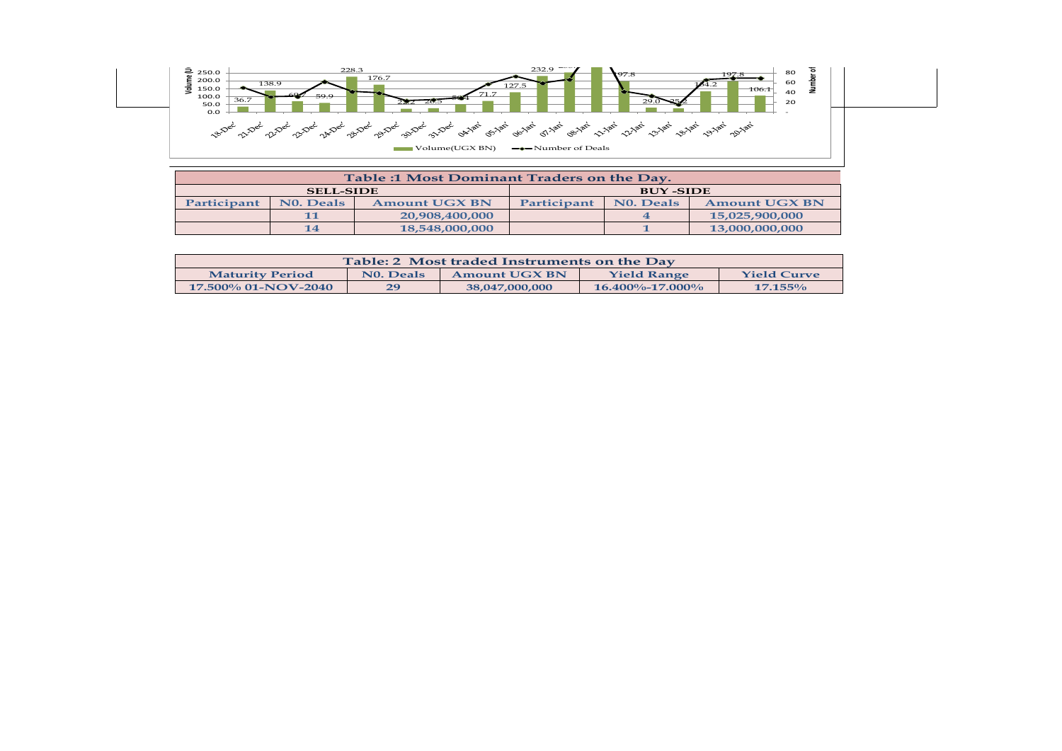Volume (U

250.0
200.0
150.0
100.0
50.0
0.0

36.7 138.9 69.7 59.9 228.3 176.7 22.2 20.5 50.1 71.7 127.5 232.9 197.8 29.0 25.2 134.2 197.8 106.1

18-Dec 21-Dec 22-Dec 23-Dec 24-Dec 28-Dec 29-Dec 30-Dec 31-Dec 04-Jan 05-Jan 06-Jan 07-Jan 08-Jan 11-Jan 12-Jan 13-Jan 18-Jan 19-Jan 20-Jan

80
60
40
20
-

Number of

Volume(UGX BN) — Number of Deals

| Table :1 Most Dominant Traders on the Day. | | | | | |
|---|---|---|---|---|---|
| **SELL-SIDE** | | | **BUY -SIDE** | | |
| **Participant** | **N0. Deals** | **Amount UGX BN** | **Participant** | **N0. Deals** | **Amount UGX BN** |
| | 11 | 20,908,400,000 | | 4 | 15,025,900,000 |
| | 14 | 18,548,000,000 | | 1 | 13,000,000,000 |

| Table: 2 Most traded Instruments on the Day | | | | |
|---|---|---|---|---|
| **Maturity Period** | **N0. Deals** | **Amount UGX BN** | **Yield Range** | **Yield Curve** |
| 17.500% 01-NOV-2040 | 29 | 38,047,000,000 | 16.400%-17.000% | 17.155% |